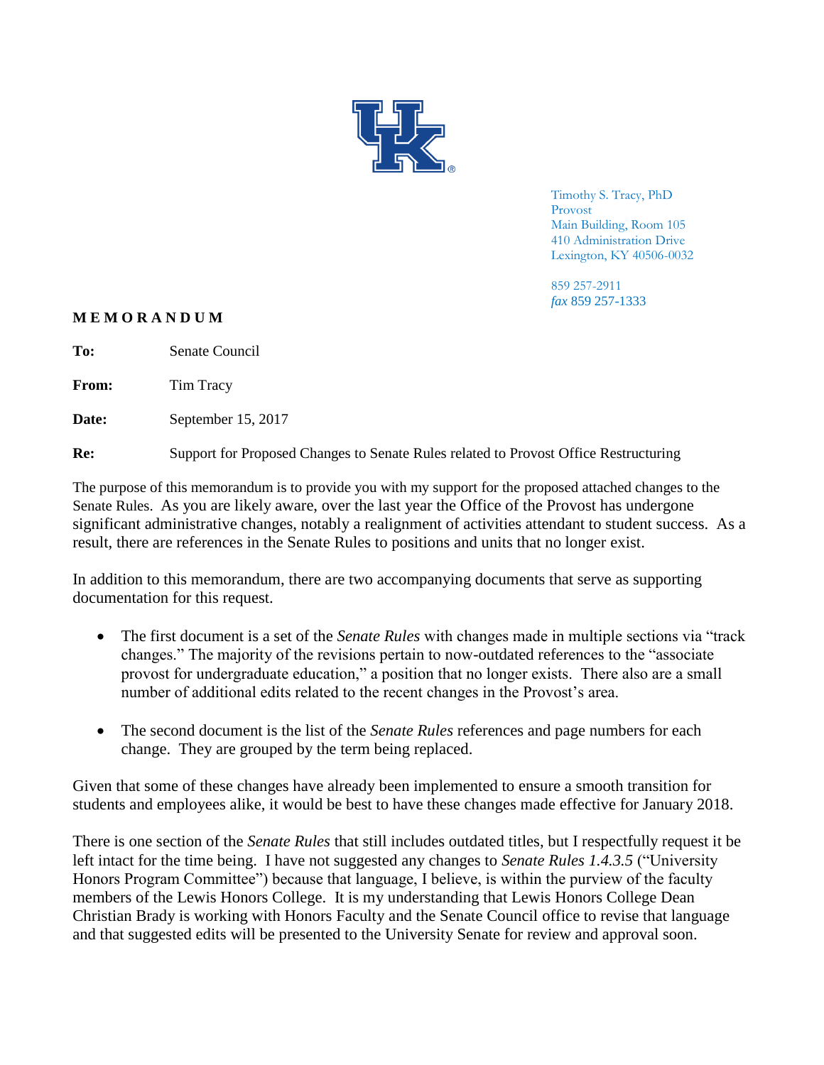Timothy S. Tracy, PhD
Provost
Main Building, Room 105
410 Administration Drive
Lexington, KY 40506-0032

859 257-2911
*fax* 859 257-1333

**MEMORANDUM**

**To:** Senate Council

**From:** Tim Tracy

**Date:** September 15, 2017

**Re:** Support for Proposed Changes to Senate Rules related to Provost Office Restructuring

The purpose of this memorandum is to provide you with my support for the proposed attached changes to the Senate Rules. As you are likely aware, over the last year the Office of the Provost has undergone significant administrative changes, notably a realignment of activities attendant to student success. As a result, there are references in the Senate Rules to positions and units that no longer exist.

In addition to this memorandum, there are two accompanying documents that serve as supporting documentation for this request.

- The first document is a set of the *Senate Rules* with changes made in multiple sections via "track changes." The majority of the revisions pertain to now-outdated references to the "associate provost for undergraduate education," a position that no longer exists. There also are a small number of additional edits related to the recent changes in the Provost's area.

- The second document is the list of the *Senate Rules* references and page numbers for each change. They are grouped by the term being replaced.

Given that some of these changes have already been implemented to ensure a smooth transition for students and employees alike, it would be best to have these changes made effective for January 2018.

There is one section of the *Senate Rules* that still includes outdated titles, but I respectfully request it be left intact for the time being. I have not suggested any changes to *Senate Rules 1.4.3.5* ("University Honors Program Committee") because that language, I believe, is within the purview of the faculty members of the Lewis Honors College. It is my understanding that Lewis Honors College Dean Christian Brady is working with Honors Faculty and the Senate Council office to revise that language and that suggested edits will be presented to the University Senate for review and approval soon.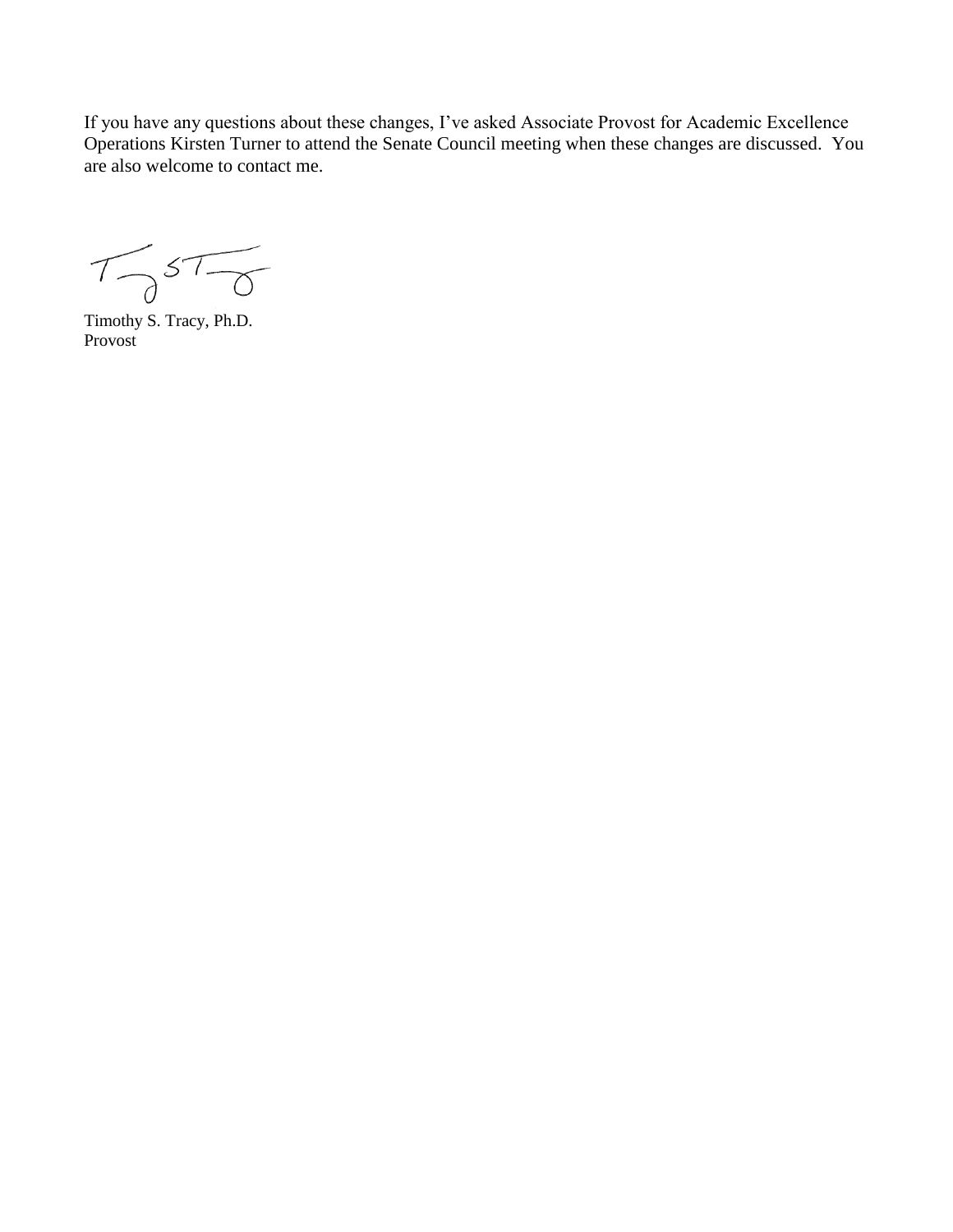If you have any questions about these changes, I've asked Associate Provost for Academic Excellence Operations Kirsten Turner to attend the Senate Council meeting when these changes are discussed. You are also welcome to contact me.

Timothy S. Tracy, Ph.D.
Provost